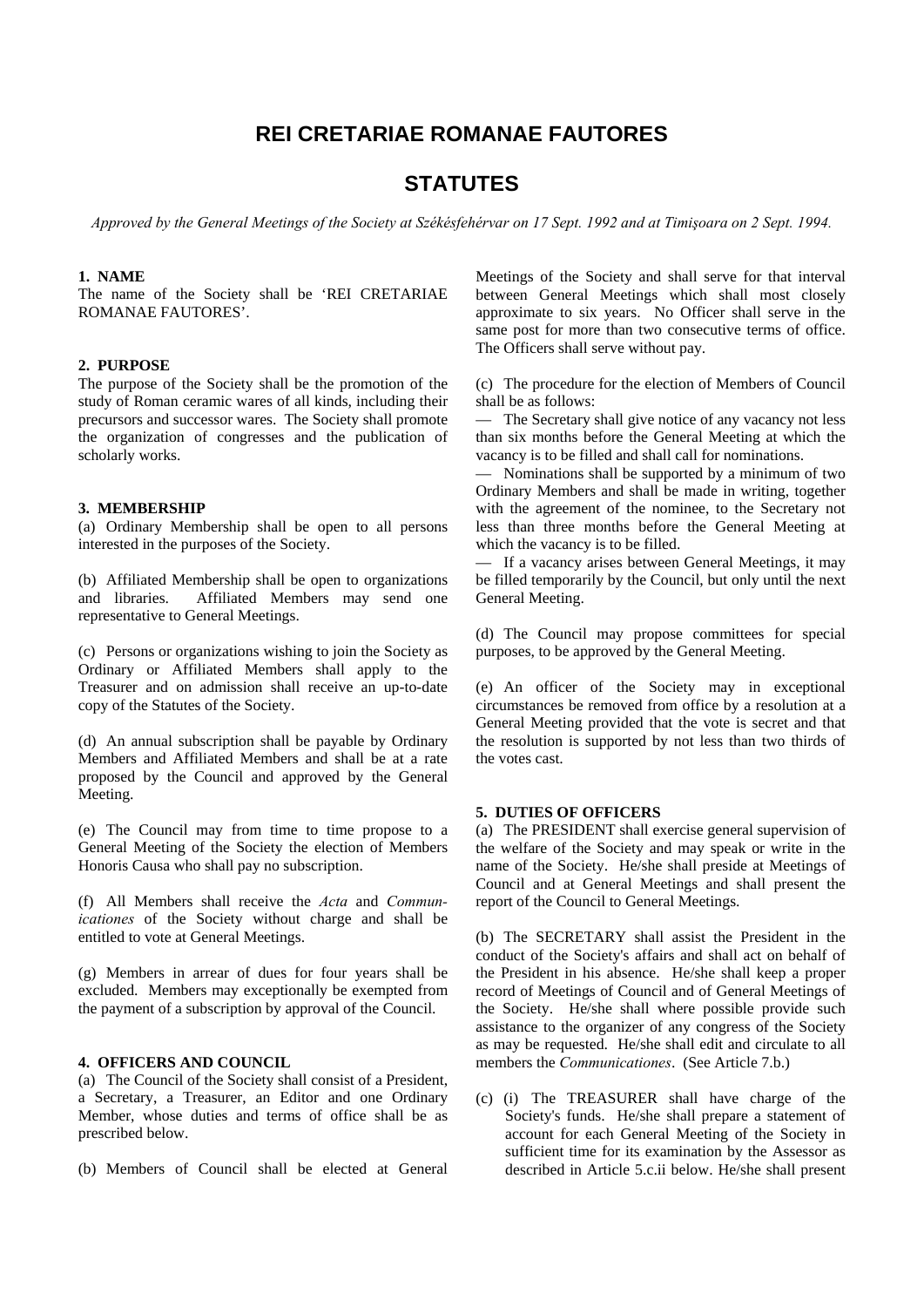# REI CRETARIAE ROMANAE FAUTORES

# STATUTES

*Approved by the General Meetings of the Society at Székésfehérvar on 17 Sept. 1992 and at Timişoara on 2 Sept. 1994.*

#### 1. NAME

The name of the Society shall be 'REI CRETARIAE ROMANAE FAUTORES'.

#### 2. PURPOSE

The purpose of the Society shall be the promotion of the study of Roman ceramic wares of all kinds, including their precursors and successor wares. The Society shall promote the organization of congresses and the publication of scholarly works.

#### 3. MEMBERSHIP

(a) Ordinary Membership shall be open to all persons interested in the purposes of the Society.

(b) Affiliated Membership shall be open to organizations and libraries. Affiliated Members may send one representative to General Meetings.

(c) Persons or organizations wishing to join the Society as Ordinary or Affiliated Members shall apply to the Treasurer and on admission shall receive an up-to-date copy of the Statutes of the Society.

(d) An annual subscription shall be payable by Ordinary Members and Affiliated Members and shall be at a rate proposed by the Council and approved by the General Meeting.

(e) The Council may from time to time propose to a General Meeting of the Society the election of Members Honoris Causa who shall pay no subscription.

(f) All Members shall receive the *Acta* and *Communicationes* of the Society without charge and shall be entitled to vote at General Meetings.

(g) Members in arrear of dues for four years shall be excluded. Members may exceptionally be exempted from the payment of a subscription by approval of the Council.

#### 4. OFFICERS AND COUNCIL

(a) The Council of the Society shall consist of a President, a Secretary, a Treasurer, an Editor and one Ordinary Member, whose duties and terms of office shall be as prescribed below.

(b) Members of Council shall be elected at General Meetings of the Society and shall serve for that interval between General Meetings which shall most closely approximate to six years. No Officer shall serve in the same post for more than two consecutive terms of office. The Officers shall serve without pay.

(c) The procedure for the election of Members of Council shall be as follows:

— The Secretary shall give notice of any vacancy not less than six months before the General Meeting at which the vacancy is to be filled and shall call for nominations.

— Nominations shall be supported by a minimum of two Ordinary Members and shall be made in writing, together with the agreement of the nominee, to the Secretary not less than three months before the General Meeting at which the vacancy is to be filled.

— If a vacancy arises between General Meetings, it may be filled temporarily by the Council, but only until the next General Meeting.

(d) The Council may propose committees for special purposes, to be approved by the General Meeting.

(e) An officer of the Society may in exceptional circumstances be removed from office by a resolution at a General Meeting provided that the vote is secret and that the resolution is supported by not less than two thirds of the votes cast.

#### 5. DUTIES OF OFFICERS

(a) The PRESIDENT shall exercise general supervision of the welfare of the Society and may speak or write in the name of the Society. He/she shall preside at Meetings of Council and at General Meetings and shall present the report of the Council to General Meetings.

(b) The SECRETARY shall assist the President in the conduct of the Society's affairs and shall act on behalf of the President in his absence. He/she shall keep a proper record of Meetings of Council and of General Meetings of the Society. He/she shall where possible provide such assistance to the organizer of any congress of the Society as may be requested. He/she shall edit and circulate to all members the *Communicationes*. (See Article 7.b.)

(c) (i) The TREASURER shall have charge of the Society's funds. He/she shall prepare a statement of account for each General Meeting of the Society in sufficient time for its examination by the Assessor as described in Article 5.c.ii below. He/she shall present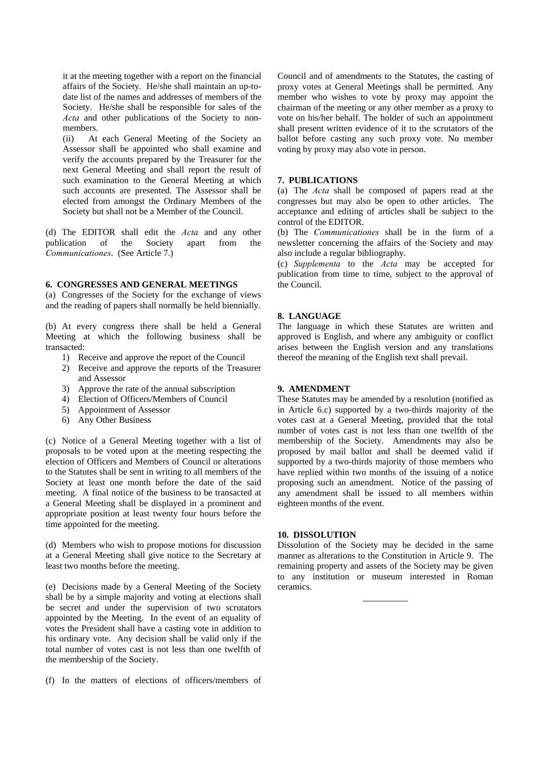it at the meeting together with a report on the financial affairs of the Society. He/she shall maintain an up-to-date list of the names and addresses of members of the Society. He/she shall be responsible for sales of the *Acta* and other publications of the Society to non-members.

(ii) At each General Meeting of the Society an Assessor shall be appointed who shall examine and verify the accounts prepared by the Treasurer for the next General Meeting and shall report the result of such examination to the General Meeting at which such accounts are presented. The Assessor shall be elected from amongst the Ordinary Members of the Society but shall not be a Member of the Council.

(d) The EDITOR shall edit the *Acta* and any other publication of the Society apart from the *Communicationes*. (See Article 7.)

**6. CONGRESSES AND GENERAL MEETINGS**

(a) Congresses of the Society for the exchange of views and the reading of papers shall normally be held biennially.

(b) At every congress there shall be held a General Meeting at which the following business shall be transacted:

1) Receive and approve the report of the Council
2) Receive and approve the reports of the Treasurer and Assessor
3) Approve the rate of the annual subscription
4) Election of Officers/Members of Council
5) Appointment of Assessor
6) Any Other Business

(c) Notice of a General Meeting together with a list of proposals to be voted upon at the meeting respecting the election of Officers and Members of Council or alterations to the Statutes shall be sent in writing to all members of the Society at least one month before the date of the said meeting. A final notice of the business to be transacted at a General Meeting shall be displayed in a prominent and appropriate position at least twenty four hours before the time appointed for the meeting.

(d) Members who wish to propose motions for discussion at a General Meeting shall give notice to the Secretary at least two months before the meeting.

(e) Decisions made by a General Meeting of the Society shall be by a simple majority and voting at elections shall be secret and under the supervision of two scrutators appointed by the Meeting. In the event of an equality of votes the President shall have a casting vote in addition to his ordinary vote. Any decision shall be valid only if the total number of votes cast is not less than one twelfth of the membership of the Society.

(f) In the matters of elections of officers/members of Council and of amendments to the Statutes, the casting of proxy votes at General Meetings shall be permitted. Any member who wishes to vote by proxy may appoint the chairman of the meeting or any other member as a proxy to vote on his/her behalf. The holder of such an appointment shall present written evidence of it to the scrutators of the ballot before casting any such proxy vote. No member voting by proxy may also vote in person.

**7. PUBLICATIONS**

(a) The *Acta* shall be composed of papers read at the congresses but may also be open to other articles. The acceptance and editing of articles shall be subject to the control of the EDITOR.

(b) The *Communicationes* shall be in the form of a newsletter concerning the affairs of the Society and may also include a regular bibliography.

(c) *Supplementa* to the *Acta* may be accepted for publication from time to time, subject to the approval of the Council.

**8. LANGUAGE**

The language in which these Statutes are written and approved is English, and where any ambiguity or conflict arises between the English version and any translations thereof the meaning of the English text shall prevail.

**9. AMENDMENT**

These Statutes may be amended by a resolution (notified as in Article 6.c) supported by a two-thirds majority of the votes cast at a General Meeting, provided that the total number of votes cast is not less than one twelfth of the membership of the Society. Amendments may also be proposed by mail ballot and shall be deemed valid if supported by a two-thirds majority of those members who have replied within two months of the issuing of a notice proposing such an amendment. Notice of the passing of any amendment shall be issued to all members within eighteen months of the event.

**10. DISSOLUTION**

Dissolution of the Society may be decided in the same manner as alterations to the Constitution in Article 9. The remaining property and assets of the Society may be given to any institution or museum interested in Roman ceramics.

\_\_\_\_\_\_\_\_\_\_